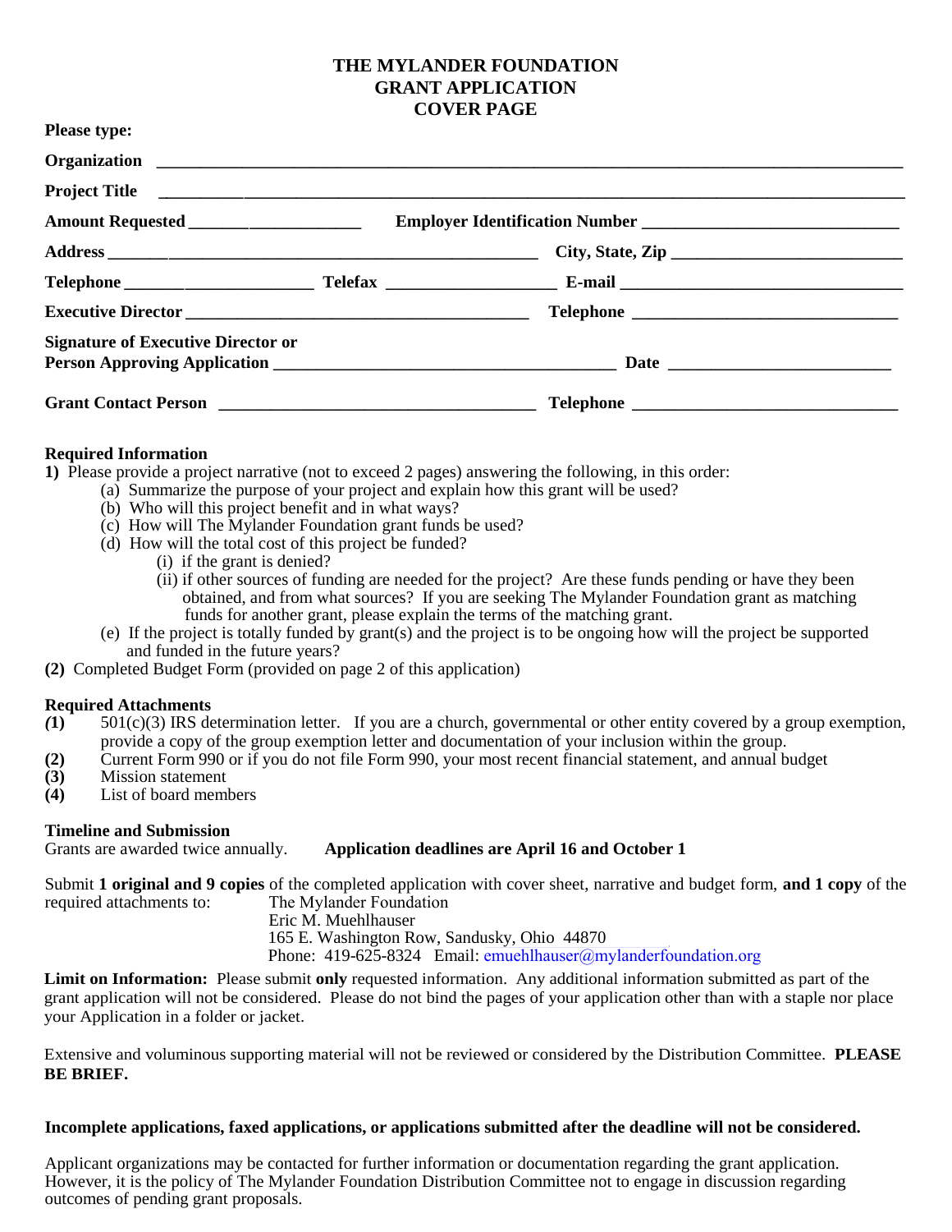# THE MYLANDER FOUNDATION
# GRANT APPLICATION
# COVER PAGE

**Please type:**

**Organization** ___________________________________________________________________________________

**Project Title** ___________________________________________________________________________________

**Amount Requested** ____________________ **Employer Identification Number** ______________________________

**Address** __________________________________________________ **City, State, Zip** ___________________________

**Telephone** ______________________ **Telefax** ___________________ **E-mail** _________________________________

**Executive Director** ________________________________________ **Telephone** _______________________________

**Signature of Executive Director or Person Approving Application** ________________________________________ **Date** _________________________

**Grant Contact Person** ____________________________________ **Telephone** _______________________________

**Required Information**

**1)** Please provide a project narrative (not to exceed 2 pages) answering the following, in this order:

- (a) Summarize the purpose of your project and explain how this grant will be used?
- (b) Who will this project benefit and in what ways?
- (c) How will The Mylander Foundation grant funds be used?
- (d) How will the total cost of this project be funded?
  - (i) if the grant is denied?
  - (ii) if other sources of funding are needed for the project? Are these funds pending or have they been obtained, and from what sources? If you are seeking The Mylander Foundation grant as matching funds for another grant, please explain the terms of the matching grant.
- (e) If the project is totally funded by grant(s) and the project is to be ongoing how will the project be supported and funded in the future years?

**(2)** Completed Budget Form (provided on page 2 of this application)

**Required Attachments**

- **(1)** 501(c)(3) IRS determination letter. If you are a church, governmental or other entity covered by a group exemption, provide a copy of the group exemption letter and documentation of your inclusion within the group.
- **(2)** Current Form 990 or if you do not file Form 990, your most recent financial statement, and annual budget
- **(3)** Mission statement
- **(4)** List of board members

**Timeline and Submission**

Grants are awarded twice annually. **Application deadlines are April 16 and October 1**

Submit **1 original and 9 copies** of the completed application with cover sheet, narrative and budget form, **and 1 copy** of the required attachments to:

The Mylander Foundation
Eric M. Muehlhauser
165 E. Washington Row, Sandusky, Ohio 44870
Phone: 419-625-8324 Email: emuehlhauser@mylanderfoundation.org

**Limit on Information:** Please submit **only** requested information. Any additional information submitted as part of the grant application will not be considered. Please do not bind the pages of your application other than with a staple nor place your Application in a folder or jacket.

Extensive and voluminous supporting material will not be reviewed or considered by the Distribution Committee. **PLEASE BE BRIEF.**

**Incomplete applications, faxed applications, or applications submitted after the deadline will not be considered.**

Applicant organizations may be contacted for further information or documentation regarding the grant application. However, it is the policy of The Mylander Foundation Distribution Committee not to engage in discussion regarding outcomes of pending grant proposals.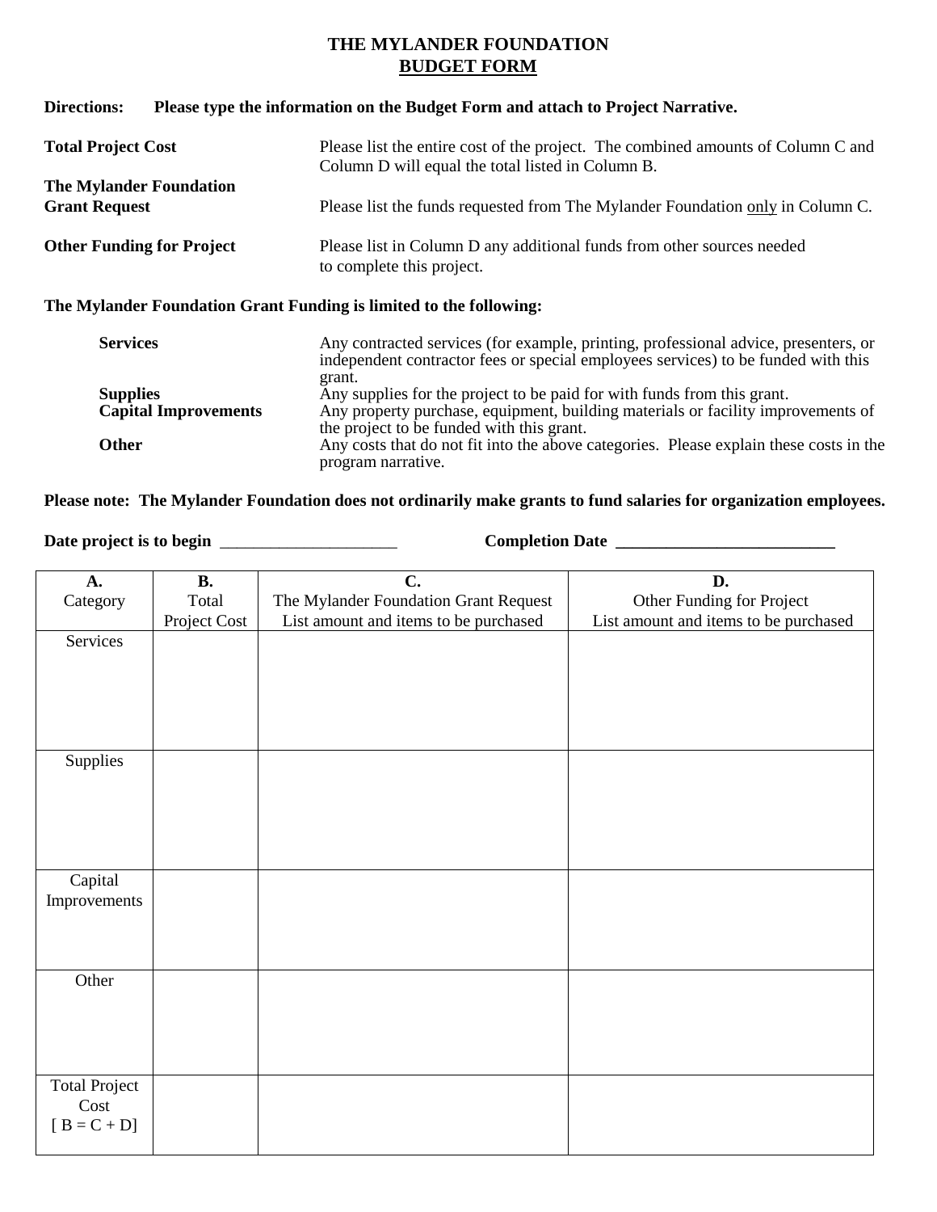# THE MYLANDER FOUNDATION
## BUDGET FORM

**Directions: Please type the information on the Budget Form and attach to Project Narrative.**

**Total Project Cost** — Please list the entire cost of the project. The combined amounts of Column C and Column D will equal the total listed in Column B.

**The Mylander Foundation Grant Request** — Please list the funds requested from The Mylander Foundation only in Column C.

**Other Funding for Project** — Please list in Column D any additional funds from other sources needed to complete this project.

**The Mylander Foundation Grant Funding is limited to the following:**

- **Services** — Any contracted services (for example, printing, professional advice, presenters, or independent contractor fees or special employees services) to be funded with this grant.
- **Supplies** — Any supplies for the project to be paid for with funds from this grant.
- **Capital Improvements** — Any property purchase, equipment, building materials or facility improvements of the project to be funded with this grant.
- **Other** — Any costs that do not fit into the above categories. Please explain these costs in the program narrative.

**Please note: The Mylander Foundation does not ordinarily make grants to fund salaries for organization employees.**

**Date project is to begin** ____________________ **Completion Date** __________________________

| **A.** Category | **B.** Total Project Cost | **C.** The Mylander Foundation Grant Request List amount and items to be purchased | **D.** Other Funding for Project List amount and items to be purchased |
|---|---|---|---|
| Services | | | |
| Supplies | | | |
| Capital Improvements | | | |
| Other | | | |
| Total Project Cost [ B = C + D] | | | |